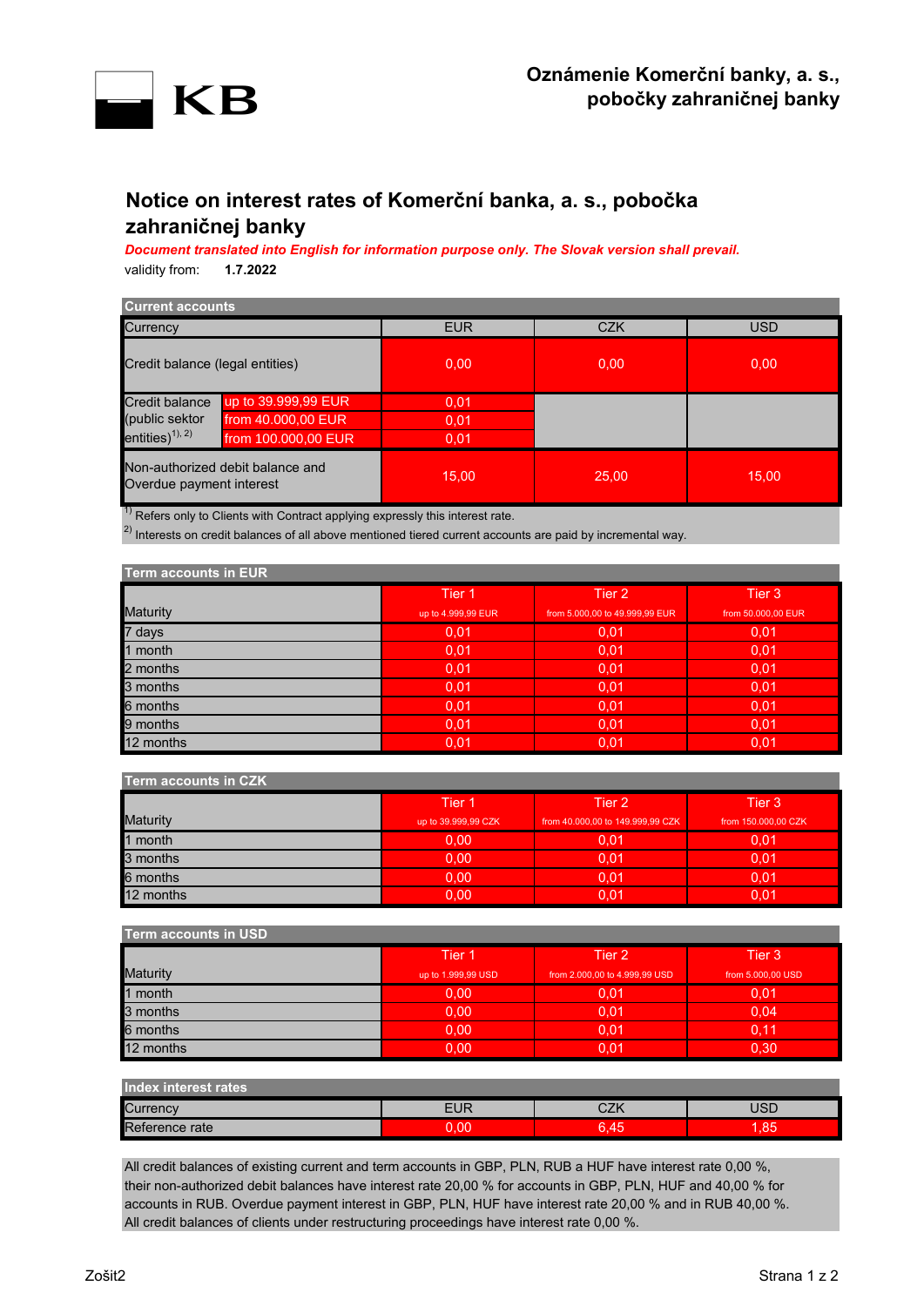KB

**Oznámenie Komerční banky, a. s., pobočky zahraničnej banky**

# Notice on interest rates of Komerční banka, a. s., pobočka zahraničnej banky

***Document translated into English for information purpose only. The Slovak version shall prevail.***

validity from: **1.7.2022**

**Current accounts**

| Currency | | EUR | CZK | USD |
|---|---|---|---|---|
| Credit balance (legal entities) | | 0,00 | 0,00 | 0,00 |
| Credit balance (public sektor entities)[1), 2)] | up to 39.999,99 EUR | 0,01 | | |
| | from 40.000,00 EUR | 0,01 | | |
| | from 100.000,00 EUR | 0,01 | | |
| Non-authorized debit balance and Overdue payment interest | | 15,00 | 25,00 | 15,00 |

[1)] Refers only to Clients with Contract applying expressly this interest rate.
[2)] Interests on credit balances of all above mentioned tiered current accounts are paid by incremental way.

**Term accounts in EUR**

| Maturity | Tier 1 up to 4.999,99 EUR | Tier 2 from 5.000,00 to 49.999,99 EUR | Tier 3 from 50.000,00 EUR |
|---|---|---|---|
| 7 days | 0,01 | 0,01 | 0,01 |
| 1 month | 0,01 | 0,01 | 0,01 |
| 2 months | 0,01 | 0,01 | 0,01 |
| 3 months | 0,01 | 0,01 | 0,01 |
| 6 months | 0,01 | 0,01 | 0,01 |
| 9 months | 0,01 | 0,01 | 0,01 |
| 12 months | 0,01 | 0,01 | 0,01 |

**Term accounts in CZK**

| Maturity | Tier 1 up to 39.999,99 CZK | Tier 2 from 40.000,00 to 149.999,99 CZK | Tier 3 from 150.000,00 CZK |
|---|---|---|---|
| 1 month | 0,00 | 0,01 | 0,01 |
| 3 months | 0,00 | 0,01 | 0,01 |
| 6 months | 0,00 | 0,01 | 0,01 |
| 12 months | 0,00 | 0,01 | 0,01 |

**Term accounts in USD**

| Maturity | Tier 1 up to 1.999,99 USD | Tier 2 from 2.000,00 to 4.999,99 USD | Tier 3 from 5.000,00 USD |
|---|---|---|---|
| 1 month | 0,00 | 0,01 | 0,01 |
| 3 months | 0,00 | 0,01 | 0,04 |
| 6 months | 0,00 | 0,01 | 0,11 |
| 12 months | 0,00 | 0,01 | 0,30 |

**Index interest rates**

| Currency | EUR | CZK | USD |
|---|---|---|---|
| Reference rate | 0,00 | 6,45 | 1,85 |

All credit balances of existing current and term accounts in GBP, PLN, RUB a HUF have interest rate 0,00 %, their non-authorized debit balances have interest rate 20,00 % for accounts in GBP, PLN, HUF and 40,00 % for accounts in RUB. Overdue payment interest in GBP, PLN, HUF have interest rate 20,00 % and in RUB 40,00 %. All credit balances of clients under restructuring proceedings have interest rate 0,00 %.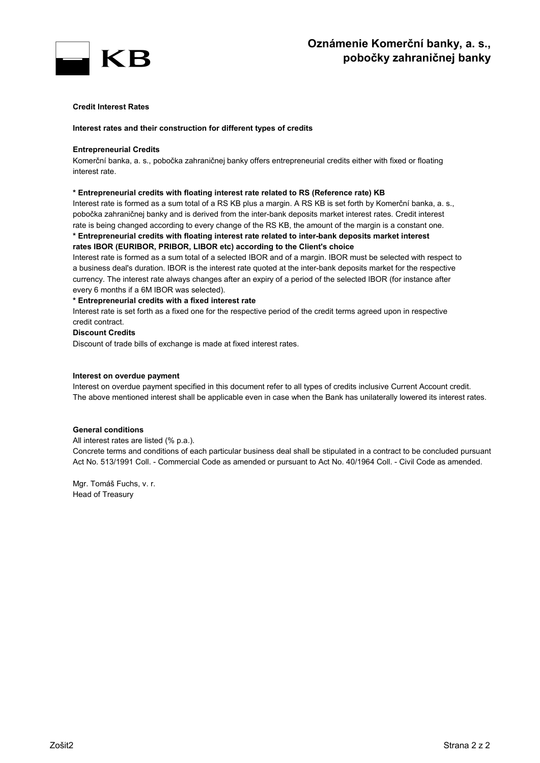# Oznámenie Komerční banky, a. s., pobočky zahraničnej banky

**Credit Interest Rates**

**Interest rates and their construction for different types of credits**

**Entrepreneurial Credits**

Komerční banka, a. s., pobočka zahraničnej banky offers entrepreneurial credits either with fixed or floating interest rate.

**\* Entrepreneurial credits with floating interest rate related to RS (Reference rate) KB**

Interest rate is formed as a sum total of a RS KB plus a margin. A RS KB is set forth by Komerční banka, a. s., pobočka zahraničnej banky and is derived from the inter-bank deposits market interest rates. Credit interest rate is being changed according to every change of the RS KB, the amount of the margin is a constant one.

**\* Entrepreneurial credits with floating interest rate related to inter-bank deposits market interest rates IBOR (EURIBOR, PRIBOR, LIBOR etc) according to the Client's choice**

Interest rate is formed as a sum total of a selected IBOR and of a margin. IBOR must be selected with respect to a business deal's duration. IBOR is the interest rate quoted at the inter-bank deposits market for the respective currency. The interest rate always changes after an expiry of a period of the selected IBOR (for instance after every 6 months if a 6M IBOR was selected).

**\* Entrepreneurial credits with a fixed interest rate**

Interest rate is set forth as a fixed one for the respective period of the credit terms agreed upon in respective credit contract.

**Discount Credits**

Discount of trade bills of exchange is made at fixed interest rates.

**Interest on overdue payment**

Interest on overdue payment specified in this document refer to all types of credits inclusive Current Account credit. The above mentioned interest shall be applicable even in case when the Bank has unilaterally lowered its interest rates.

**General conditions**

All interest rates are listed (% p.a.).

Concrete terms and conditions of each particular business deal shall be stipulated in a contract to be concluded pursuant Act No. 513/1991 Coll. - Commercial Code as amended or pursuant to Act No. 40/1964 Coll. - Civil Code as amended.

Mgr. Tomáš Fuchs, v. r.
Head of Treasury